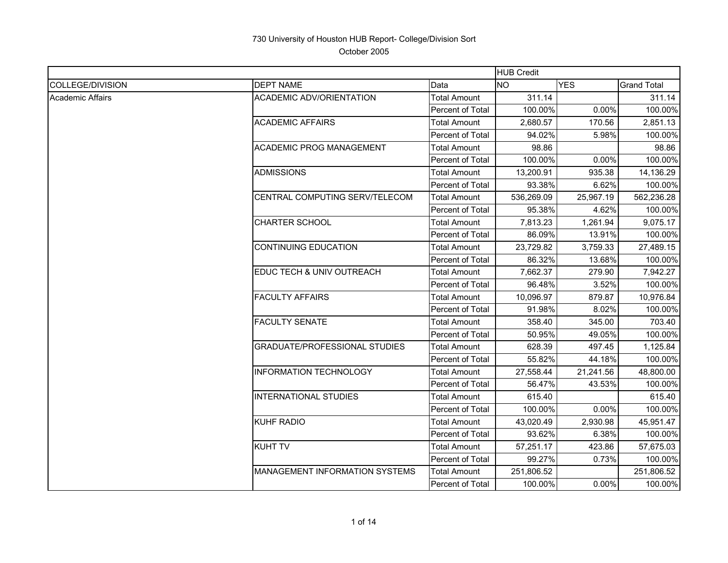730 University of Houston HUB Report- College/Division Sort

October 2005

| | | | HUB Credit | | |
|---|---|---|---|---|---|
| COLLEGE/DIVISION | DEPT NAME | Data | NO | YES | Grand Total |
| Academic Affairs | ACADEMIC ADV/ORIENTATION | Total Amount | 311.14 | | 311.14 |
| | | Percent of Total | 100.00% | 0.00% | 100.00% |
| | ACADEMIC AFFAIRS | Total Amount | 2,680.57 | 170.56 | 2,851.13 |
| | | Percent of Total | 94.02% | 5.98% | 100.00% |
| | ACADEMIC PROG MANAGEMENT | Total Amount | 98.86 | | 98.86 |
| | | Percent of Total | 100.00% | 0.00% | 100.00% |
| | ADMISSIONS | Total Amount | 13,200.91 | 935.38 | 14,136.29 |
| | | Percent of Total | 93.38% | 6.62% | 100.00% |
| | CENTRAL COMPUTING SERV/TELECOM | Total Amount | 536,269.09 | 25,967.19 | 562,236.28 |
| | | Percent of Total | 95.38% | 4.62% | 100.00% |
| | CHARTER SCHOOL | Total Amount | 7,813.23 | 1,261.94 | 9,075.17 |
| | | Percent of Total | 86.09% | 13.91% | 100.00% |
| | CONTINUING EDUCATION | Total Amount | 23,729.82 | 3,759.33 | 27,489.15 |
| | | Percent of Total | 86.32% | 13.68% | 100.00% |
| | EDUC TECH & UNIV OUTREACH | Total Amount | 7,662.37 | 279.90 | 7,942.27 |
| | | Percent of Total | 96.48% | 3.52% | 100.00% |
| | FACULTY AFFAIRS | Total Amount | 10,096.97 | 879.87 | 10,976.84 |
| | | Percent of Total | 91.98% | 8.02% | 100.00% |
| | FACULTY SENATE | Total Amount | 358.40 | 345.00 | 703.40 |
| | | Percent of Total | 50.95% | 49.05% | 100.00% |
| | GRADUATE/PROFESSIONAL STUDIES | Total Amount | 628.39 | 497.45 | 1,125.84 |
| | | Percent of Total | 55.82% | 44.18% | 100.00% |
| | INFORMATION TECHNOLOGY | Total Amount | 27,558.44 | 21,241.56 | 48,800.00 |
| | | Percent of Total | 56.47% | 43.53% | 100.00% |
| | INTERNATIONAL STUDIES | Total Amount | 615.40 | | 615.40 |
| | | Percent of Total | 100.00% | 0.00% | 100.00% |
| | KUHF RADIO | Total Amount | 43,020.49 | 2,930.98 | 45,951.47 |
| | | Percent of Total | 93.62% | 6.38% | 100.00% |
| | KUHT TV | Total Amount | 57,251.17 | 423.86 | 57,675.03 |
| | | Percent of Total | 99.27% | 0.73% | 100.00% |
| | MANAGEMENT INFORMATION SYSTEMS | Total Amount | 251,806.52 | | 251,806.52 |
| | | Percent of Total | 100.00% | 0.00% | 100.00% |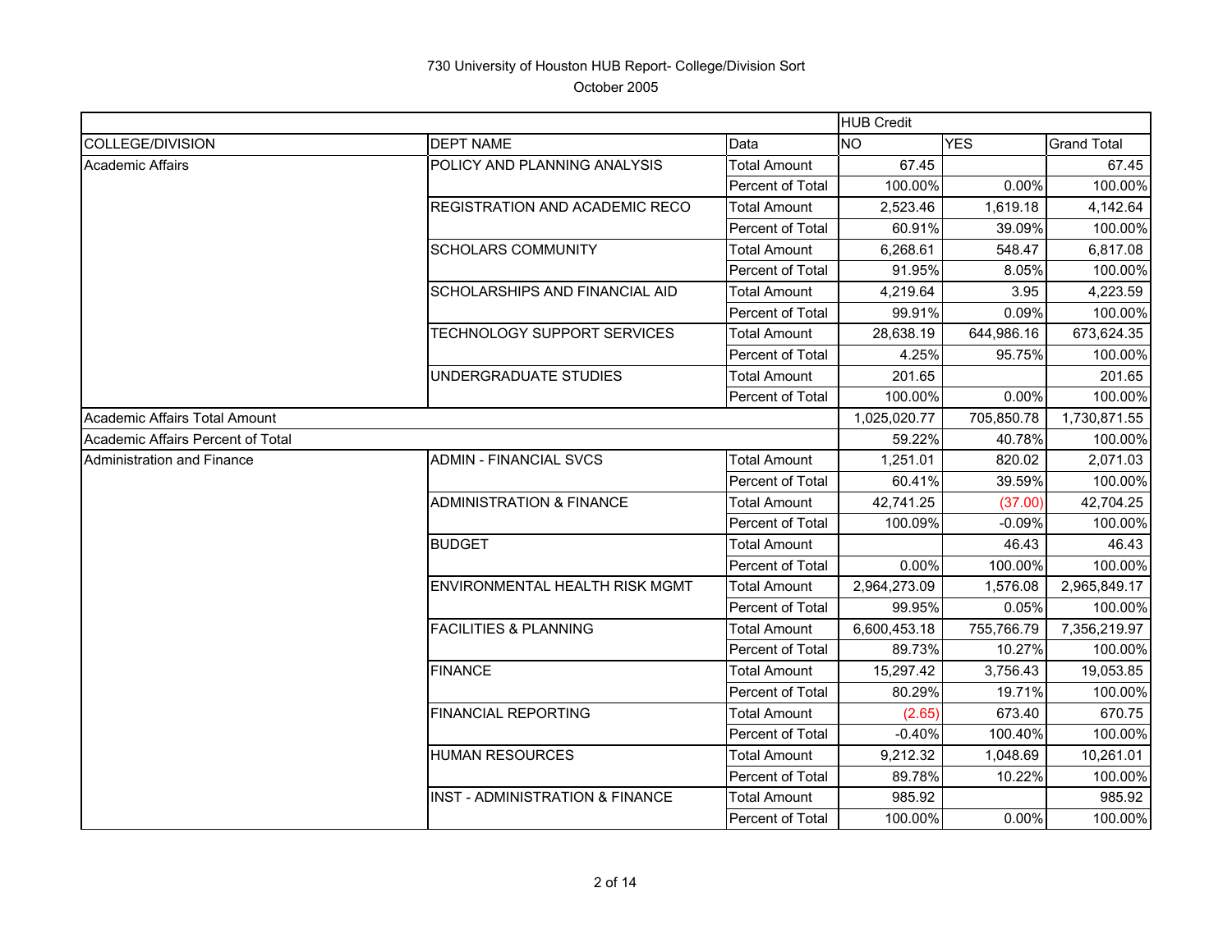730 University of Houston HUB Report- College/Division Sort

October 2005

| | | | HUB Credit | | |
|---|---|---|---|---|---|
| COLLEGE/DIVISION | DEPT NAME | Data | NO | YES | Grand Total |
| Academic Affairs | POLICY AND PLANNING ANALYSIS | Total Amount | 67.45 | | 67.45 |
| | | Percent of Total | 100.00% | 0.00% | 100.00% |
| | REGISTRATION AND ACADEMIC RECO | Total Amount | 2,523.46 | 1,619.18 | 4,142.64 |
| | | Percent of Total | 60.91% | 39.09% | 100.00% |
| | SCHOLARS COMMUNITY | Total Amount | 6,268.61 | 548.47 | 6,817.08 |
| | | Percent of Total | 91.95% | 8.05% | 100.00% |
| | SCHOLARSHIPS AND FINANCIAL AID | Total Amount | 4,219.64 | 3.95 | 4,223.59 |
| | | Percent of Total | 99.91% | 0.09% | 100.00% |
| | TECHNOLOGY SUPPORT SERVICES | Total Amount | 28,638.19 | 644,986.16 | 673,624.35 |
| | | Percent of Total | 4.25% | 95.75% | 100.00% |
| | UNDERGRADUATE STUDIES | Total Amount | 201.65 | | 201.65 |
| | | Percent of Total | 100.00% | 0.00% | 100.00% |
| Academic Affairs Total Amount | | | 1,025,020.77 | 705,850.78 | 1,730,871.55 |
| Academic Affairs Percent of Total | | | 59.22% | 40.78% | 100.00% |
| Administration and Finance | ADMIN - FINANCIAL SVCS | Total Amount | 1,251.01 | 820.02 | 2,071.03 |
| | | Percent of Total | 60.41% | 39.59% | 100.00% |
| | ADMINISTRATION & FINANCE | Total Amount | 42,741.25 | (37.00) | 42,704.25 |
| | | Percent of Total | 100.09% | -0.09% | 100.00% |
| | BUDGET | Total Amount | | 46.43 | 46.43 |
| | | Percent of Total | 0.00% | 100.00% | 100.00% |
| | ENVIRONMENTAL HEALTH RISK MGMT | Total Amount | 2,964,273.09 | 1,576.08 | 2,965,849.17 |
| | | Percent of Total | 99.95% | 0.05% | 100.00% |
| | FACILITIES & PLANNING | Total Amount | 6,600,453.18 | 755,766.79 | 7,356,219.97 |
| | | Percent of Total | 89.73% | 10.27% | 100.00% |
| | FINANCE | Total Amount | 15,297.42 | 3,756.43 | 19,053.85 |
| | | Percent of Total | 80.29% | 19.71% | 100.00% |
| | FINANCIAL REPORTING | Total Amount | (2.65) | 673.40 | 670.75 |
| | | Percent of Total | -0.40% | 100.40% | 100.00% |
| | HUMAN RESOURCES | Total Amount | 9,212.32 | 1,048.69 | 10,261.01 |
| | | Percent of Total | 89.78% | 10.22% | 100.00% |
| | INST - ADMINISTRATION & FINANCE | Total Amount | 985.92 | | 985.92 |
| | | Percent of Total | 100.00% | 0.00% | 100.00% |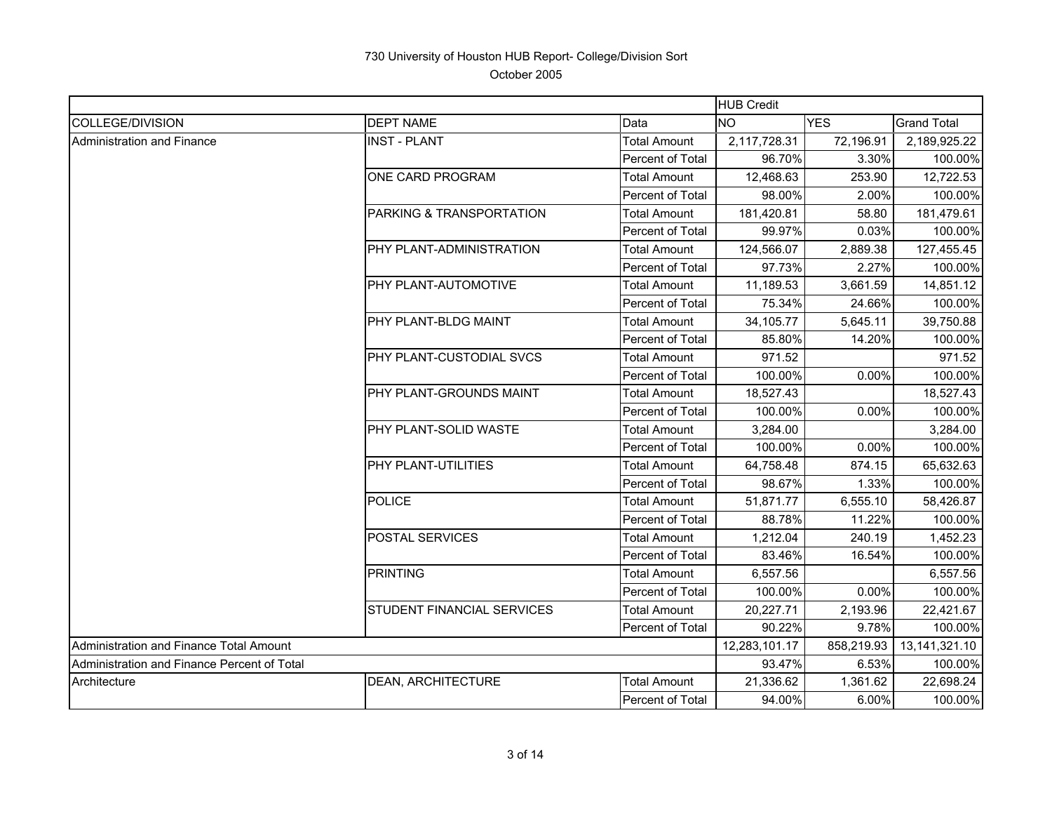# 730 University of Houston HUB Report- College/Division Sort

October 2005

| | | | HUB Credit | | |
|---|---|---|---|---|---|
| COLLEGE/DIVISION | DEPT NAME | Data | NO | YES | Grand Total |
| Administration and Finance | INST - PLANT | Total Amount | 2,117,728.31 | 72,196.91 | 2,189,925.22 |
| | | Percent of Total | 96.70% | 3.30% | 100.00% |
| | ONE CARD PROGRAM | Total Amount | 12,468.63 | 253.90 | 12,722.53 |
| | | Percent of Total | 98.00% | 2.00% | 100.00% |
| | PARKING & TRANSPORTATION | Total Amount | 181,420.81 | 58.80 | 181,479.61 |
| | | Percent of Total | 99.97% | 0.03% | 100.00% |
| | PHY PLANT-ADMINISTRATION | Total Amount | 124,566.07 | 2,889.38 | 127,455.45 |
| | | Percent of Total | 97.73% | 2.27% | 100.00% |
| | PHY PLANT-AUTOMOTIVE | Total Amount | 11,189.53 | 3,661.59 | 14,851.12 |
| | | Percent of Total | 75.34% | 24.66% | 100.00% |
| | PHY PLANT-BLDG MAINT | Total Amount | 34,105.77 | 5,645.11 | 39,750.88 |
| | | Percent of Total | 85.80% | 14.20% | 100.00% |
| | PHY PLANT-CUSTODIAL SVCS | Total Amount | 971.52 | | 971.52 |
| | | Percent of Total | 100.00% | 0.00% | 100.00% |
| | PHY PLANT-GROUNDS MAINT | Total Amount | 18,527.43 | | 18,527.43 |
| | | Percent of Total | 100.00% | 0.00% | 100.00% |
| | PHY PLANT-SOLID WASTE | Total Amount | 3,284.00 | | 3,284.00 |
| | | Percent of Total | 100.00% | 0.00% | 100.00% |
| | PHY PLANT-UTILITIES | Total Amount | 64,758.48 | 874.15 | 65,632.63 |
| | | Percent of Total | 98.67% | 1.33% | 100.00% |
| | POLICE | Total Amount | 51,871.77 | 6,555.10 | 58,426.87 |
| | | Percent of Total | 88.78% | 11.22% | 100.00% |
| | POSTAL SERVICES | Total Amount | 1,212.04 | 240.19 | 1,452.23 |
| | | Percent of Total | 83.46% | 16.54% | 100.00% |
| | PRINTING | Total Amount | 6,557.56 | | 6,557.56 |
| | | Percent of Total | 100.00% | 0.00% | 100.00% |
| | STUDENT FINANCIAL SERVICES | Total Amount | 20,227.71 | 2,193.96 | 22,421.67 |
| | | Percent of Total | 90.22% | 9.78% | 100.00% |
| Administration and Finance Total Amount | | | 12,283,101.17 | 858,219.93 | 13,141,321.10 |
| Administration and Finance Percent of Total | | | 93.47% | 6.53% | 100.00% |
| Architecture | DEAN, ARCHITECTURE | Total Amount | 21,336.62 | 1,361.62 | 22,698.24 |
| | | Percent of Total | 94.00% | 6.00% | 100.00% |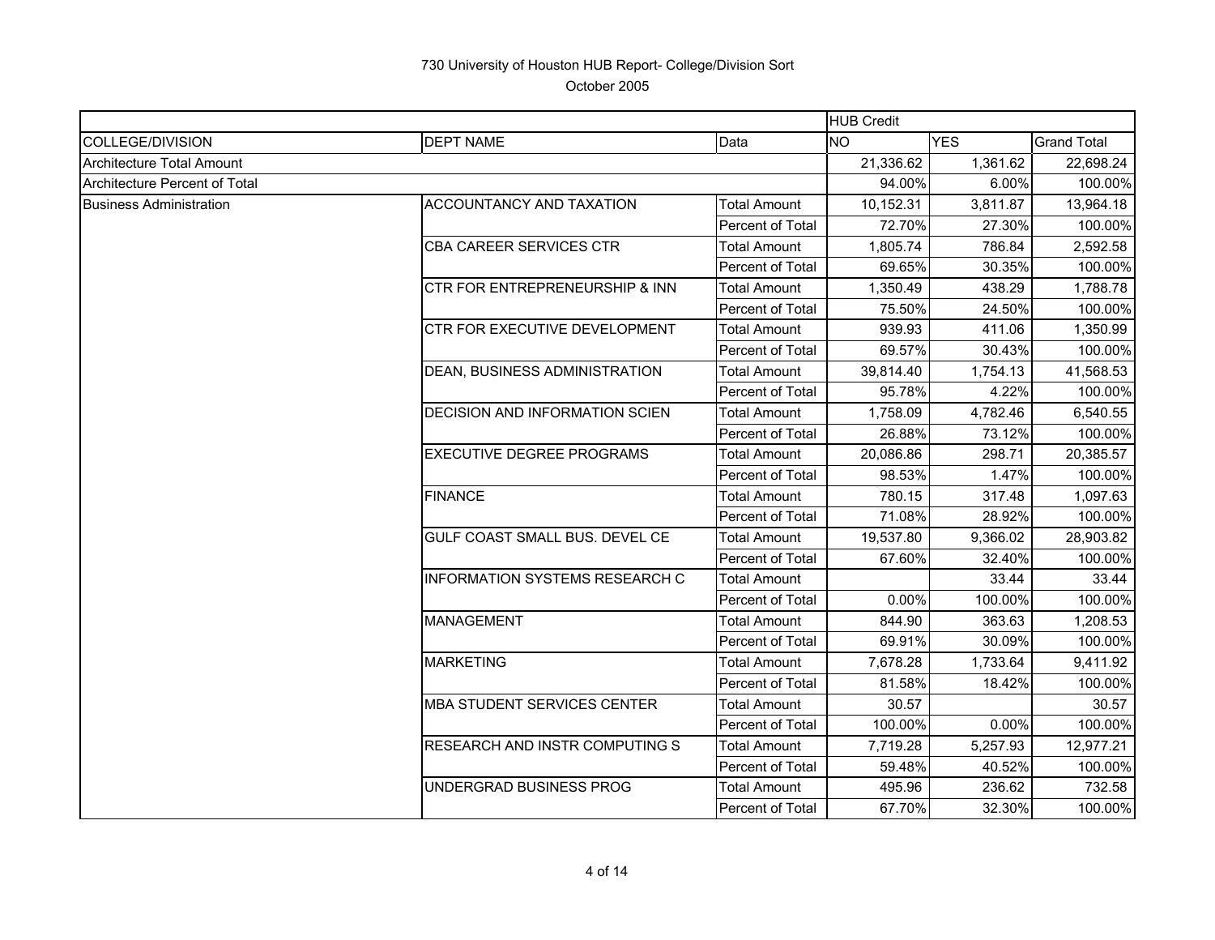# 730 University of Houston HUB Report- College/Division Sort

October 2005

| | | | HUB Credit | | |
|---|---|---|---|---|---|
| COLLEGE/DIVISION | DEPT NAME | Data | NO | YES | Grand Total |
| Architecture Total Amount | | | 21,336.62 | 1,361.62 | 22,698.24 |
| Architecture Percent of Total | | | 94.00% | 6.00% | 100.00% |
| Business Administration | ACCOUNTANCY AND TAXATION | Total Amount | 10,152.31 | 3,811.87 | 13,964.18 |
| | | Percent of Total | 72.70% | 27.30% | 100.00% |
| | CBA CAREER SERVICES CTR | Total Amount | 1,805.74 | 786.84 | 2,592.58 |
| | | Percent of Total | 69.65% | 30.35% | 100.00% |
| | CTR FOR ENTREPRENEURSHIP & INN | Total Amount | 1,350.49 | 438.29 | 1,788.78 |
| | | Percent of Total | 75.50% | 24.50% | 100.00% |
| | CTR FOR EXECUTIVE DEVELOPMENT | Total Amount | 939.93 | 411.06 | 1,350.99 |
| | | Percent of Total | 69.57% | 30.43% | 100.00% |
| | DEAN, BUSINESS ADMINISTRATION | Total Amount | 39,814.40 | 1,754.13 | 41,568.53 |
| | | Percent of Total | 95.78% | 4.22% | 100.00% |
| | DECISION AND INFORMATION SCIEN | Total Amount | 1,758.09 | 4,782.46 | 6,540.55 |
| | | Percent of Total | 26.88% | 73.12% | 100.00% |
| | EXECUTIVE DEGREE PROGRAMS | Total Amount | 20,086.86 | 298.71 | 20,385.57 |
| | | Percent of Total | 98.53% | 1.47% | 100.00% |
| | FINANCE | Total Amount | 780.15 | 317.48 | 1,097.63 |
| | | Percent of Total | 71.08% | 28.92% | 100.00% |
| | GULF COAST SMALL BUS. DEVEL CE | Total Amount | 19,537.80 | 9,366.02 | 28,903.82 |
| | | Percent of Total | 67.60% | 32.40% | 100.00% |
| | INFORMATION SYSTEMS RESEARCH C | Total Amount | | 33.44 | 33.44 |
| | | Percent of Total | 0.00% | 100.00% | 100.00% |
| | MANAGEMENT | Total Amount | 844.90 | 363.63 | 1,208.53 |
| | | Percent of Total | 69.91% | 30.09% | 100.00% |
| | MARKETING | Total Amount | 7,678.28 | 1,733.64 | 9,411.92 |
| | | Percent of Total | 81.58% | 18.42% | 100.00% |
| | MBA STUDENT SERVICES CENTER | Total Amount | 30.57 | | 30.57 |
| | | Percent of Total | 100.00% | 0.00% | 100.00% |
| | RESEARCH AND INSTR COMPUTING S | Total Amount | 7,719.28 | 5,257.93 | 12,977.21 |
| | | Percent of Total | 59.48% | 40.52% | 100.00% |
| | UNDERGRAD BUSINESS PROG | Total Amount | 495.96 | 236.62 | 732.58 |
| | | Percent of Total | 67.70% | 32.30% | 100.00% |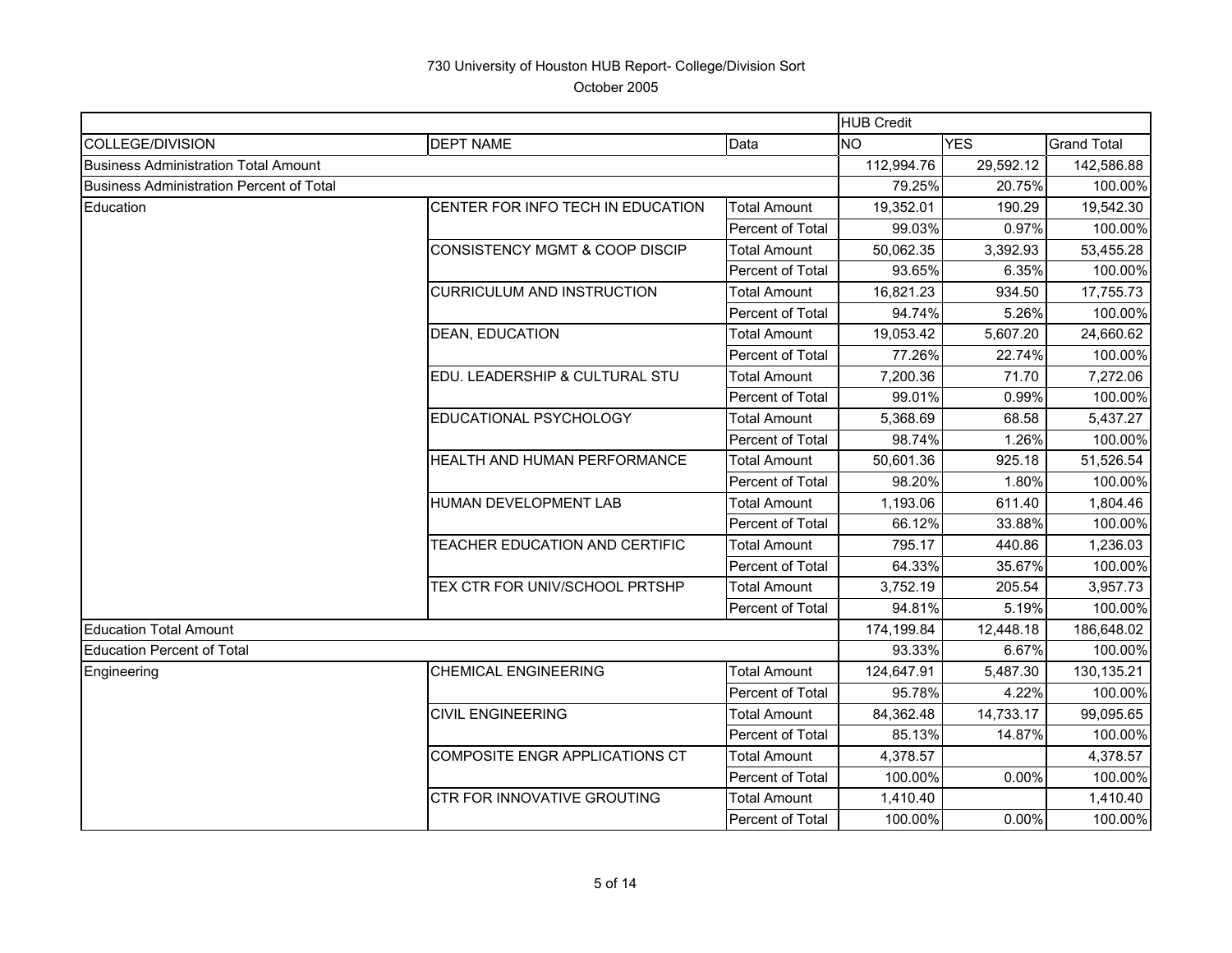# 730 University of Houston HUB Report- College/Division Sort

October 2005

| | | | HUB Credit | | |
|---|---|---|---|---|---|
| COLLEGE/DIVISION | DEPT NAME | Data | NO | YES | Grand Total |
| Business Administration Total Amount | | | 112,994.76 | 29,592.12 | 142,586.88 |
| Business Administration Percent of Total | | | 79.25% | 20.75% | 100.00% |
| Education | CENTER FOR INFO TECH IN EDUCATION | Total Amount | 19,352.01 | 190.29 | 19,542.30 |
| | | Percent of Total | 99.03% | 0.97% | 100.00% |
| | CONSISTENCY MGMT & COOP DISCIP | Total Amount | 50,062.35 | 3,392.93 | 53,455.28 |
| | | Percent of Total | 93.65% | 6.35% | 100.00% |
| | CURRICULUM AND INSTRUCTION | Total Amount | 16,821.23 | 934.50 | 17,755.73 |
| | | Percent of Total | 94.74% | 5.26% | 100.00% |
| | DEAN, EDUCATION | Total Amount | 19,053.42 | 5,607.20 | 24,660.62 |
| | | Percent of Total | 77.26% | 22.74% | 100.00% |
| | EDU. LEADERSHIP & CULTURAL STU | Total Amount | 7,200.36 | 71.70 | 7,272.06 |
| | | Percent of Total | 99.01% | 0.99% | 100.00% |
| | EDUCATIONAL PSYCHOLOGY | Total Amount | 5,368.69 | 68.58 | 5,437.27 |
| | | Percent of Total | 98.74% | 1.26% | 100.00% |
| | HEALTH AND HUMAN PERFORMANCE | Total Amount | 50,601.36 | 925.18 | 51,526.54 |
| | | Percent of Total | 98.20% | 1.80% | 100.00% |
| | HUMAN DEVELOPMENT LAB | Total Amount | 1,193.06 | 611.40 | 1,804.46 |
| | | Percent of Total | 66.12% | 33.88% | 100.00% |
| | TEACHER EDUCATION AND CERTIFIC | Total Amount | 795.17 | 440.86 | 1,236.03 |
| | | Percent of Total | 64.33% | 35.67% | 100.00% |
| | TEX CTR FOR UNIV/SCHOOL PRTSHP | Total Amount | 3,752.19 | 205.54 | 3,957.73 |
| | | Percent of Total | 94.81% | 5.19% | 100.00% |
| Education Total Amount | | | 174,199.84 | 12,448.18 | 186,648.02 |
| Education Percent of Total | | | 93.33% | 6.67% | 100.00% |
| Engineering | CHEMICAL ENGINEERING | Total Amount | 124,647.91 | 5,487.30 | 130,135.21 |
| | | Percent of Total | 95.78% | 4.22% | 100.00% |
| | CIVIL ENGINEERING | Total Amount | 84,362.48 | 14,733.17 | 99,095.65 |
| | | Percent of Total | 85.13% | 14.87% | 100.00% |
| | COMPOSITE ENGR APPLICATIONS CT | Total Amount | 4,378.57 | | 4,378.57 |
| | | Percent of Total | 100.00% | 0.00% | 100.00% |
| | CTR FOR INNOVATIVE GROUTING | Total Amount | 1,410.40 | | 1,410.40 |
| | | Percent of Total | 100.00% | 0.00% | 100.00% |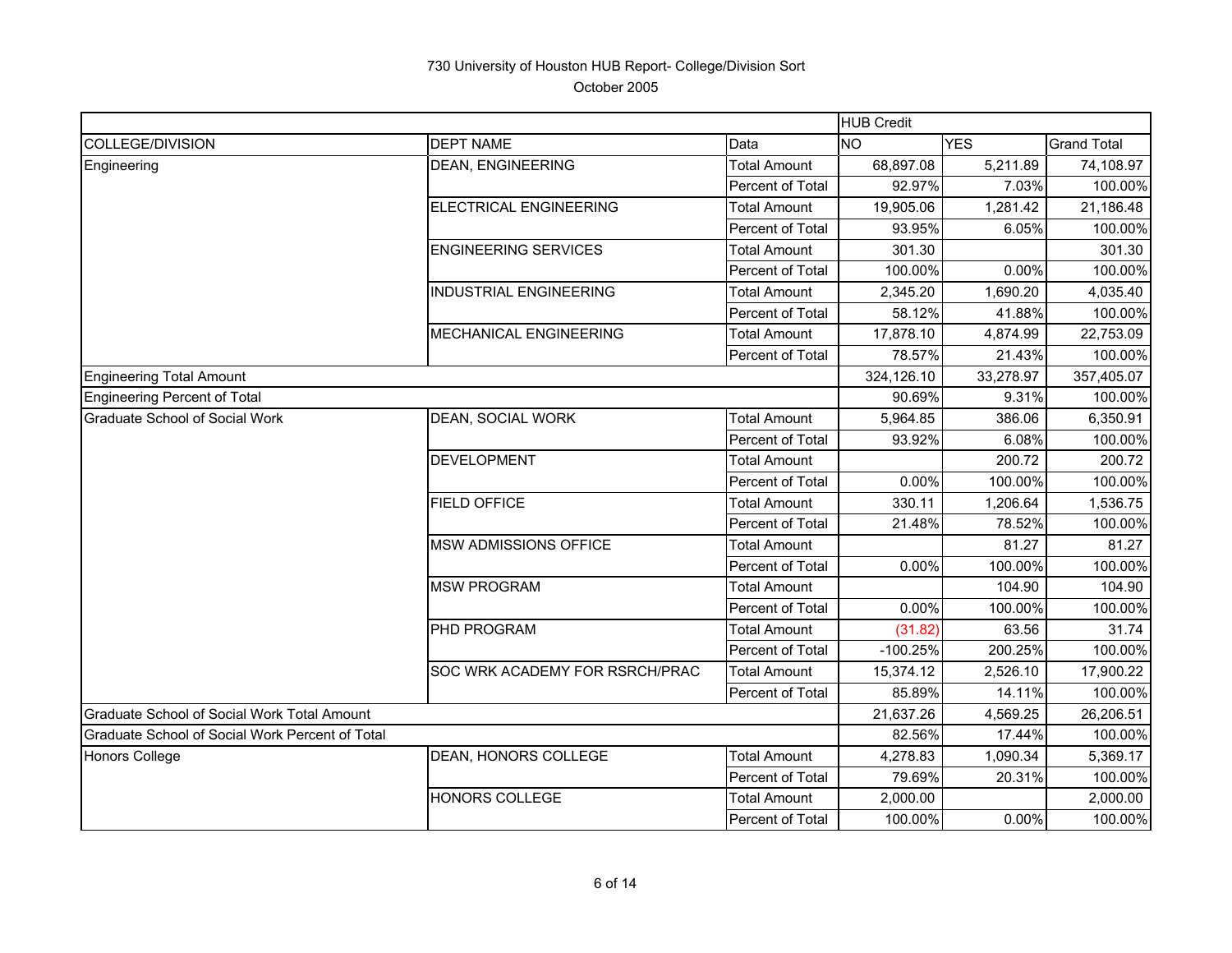730 University of Houston HUB Report- College/Division Sort

October 2005

| | | | HUB Credit | | |
|---|---|---|---|---|---|
| COLLEGE/DIVISION | DEPT NAME | Data | NO | YES | Grand Total |
| Engineering | DEAN, ENGINEERING | Total Amount | 68,897.08 | 5,211.89 | 74,108.97 |
| | | Percent of Total | 92.97% | 7.03% | 100.00% |
| | ELECTRICAL ENGINEERING | Total Amount | 19,905.06 | 1,281.42 | 21,186.48 |
| | | Percent of Total | 93.95% | 6.05% | 100.00% |
| | ENGINEERING SERVICES | Total Amount | 301.30 | | 301.30 |
| | | Percent of Total | 100.00% | 0.00% | 100.00% |
| | INDUSTRIAL ENGINEERING | Total Amount | 2,345.20 | 1,690.20 | 4,035.40 |
| | | Percent of Total | 58.12% | 41.88% | 100.00% |
| | MECHANICAL ENGINEERING | Total Amount | 17,878.10 | 4,874.99 | 22,753.09 |
| | | Percent of Total | 78.57% | 21.43% | 100.00% |
| Engineering Total Amount | | | 324,126.10 | 33,278.97 | 357,405.07 |
| Engineering Percent of Total | | | 90.69% | 9.31% | 100.00% |
| Graduate School of Social Work | DEAN, SOCIAL WORK | Total Amount | 5,964.85 | 386.06 | 6,350.91 |
| | | Percent of Total | 93.92% | 6.08% | 100.00% |
| | DEVELOPMENT | Total Amount | | 200.72 | 200.72 |
| | | Percent of Total | 0.00% | 100.00% | 100.00% |
| | FIELD OFFICE | Total Amount | 330.11 | 1,206.64 | 1,536.75 |
| | | Percent of Total | 21.48% | 78.52% | 100.00% |
| | MSW ADMISSIONS OFFICE | Total Amount | | 81.27 | 81.27 |
| | | Percent of Total | 0.00% | 100.00% | 100.00% |
| | MSW PROGRAM | Total Amount | | 104.90 | 104.90 |
| | | Percent of Total | 0.00% | 100.00% | 100.00% |
| | PHD PROGRAM | Total Amount | (31.82) | 63.56 | 31.74 |
| | | Percent of Total | -100.25% | 200.25% | 100.00% |
| | SOC WRK ACADEMY FOR RSRCH/PRAC | Total Amount | 15,374.12 | 2,526.10 | 17,900.22 |
| | | Percent of Total | 85.89% | 14.11% | 100.00% |
| Graduate School of Social Work Total Amount | | | 21,637.26 | 4,569.25 | 26,206.51 |
| Graduate School of Social Work Percent of Total | | | 82.56% | 17.44% | 100.00% |
| Honors College | DEAN, HONORS COLLEGE | Total Amount | 4,278.83 | 1,090.34 | 5,369.17 |
| | | Percent of Total | 79.69% | 20.31% | 100.00% |
| | HONORS COLLEGE | Total Amount | 2,000.00 | | 2,000.00 |
| | | Percent of Total | 100.00% | 0.00% | 100.00% |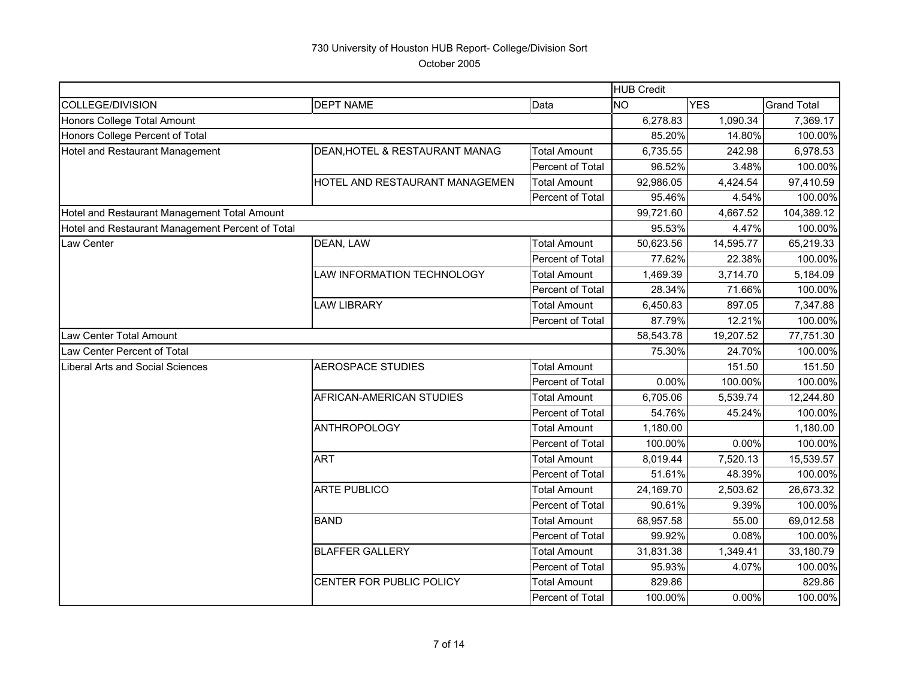730 University of Houston HUB Report- College/Division Sort

October 2005

| | | | HUB Credit | | |
|---|---|---|---|---|---|
| COLLEGE/DIVISION | DEPT NAME | Data | NO | YES | Grand Total |
| Honors College Total Amount | | | 6,278.83 | 1,090.34 | 7,369.17 |
| Honors College Percent of Total | | | 85.20% | 14.80% | 100.00% |
| Hotel and Restaurant Management | DEAN,HOTEL & RESTAURANT MANAG | Total Amount | 6,735.55 | 242.98 | 6,978.53 |
| | | Percent of Total | 96.52% | 3.48% | 100.00% |
| | HOTEL AND RESTAURANT MANAGEMEN | Total Amount | 92,986.05 | 4,424.54 | 97,410.59 |
| | | Percent of Total | 95.46% | 4.54% | 100.00% |
| Hotel and Restaurant Management Total Amount | | | 99,721.60 | 4,667.52 | 104,389.12 |
| Hotel and Restaurant Management Percent of Total | | | 95.53% | 4.47% | 100.00% |
| Law Center | DEAN, LAW | Total Amount | 50,623.56 | 14,595.77 | 65,219.33 |
| | | Percent of Total | 77.62% | 22.38% | 100.00% |
| | LAW INFORMATION TECHNOLOGY | Total Amount | 1,469.39 | 3,714.70 | 5,184.09 |
| | | Percent of Total | 28.34% | 71.66% | 100.00% |
| | LAW LIBRARY | Total Amount | 6,450.83 | 897.05 | 7,347.88 |
| | | Percent of Total | 87.79% | 12.21% | 100.00% |
| Law Center Total Amount | | | 58,543.78 | 19,207.52 | 77,751.30 |
| Law Center Percent of Total | | | 75.30% | 24.70% | 100.00% |
| Liberal Arts and Social Sciences | AEROSPACE STUDIES | Total Amount | | 151.50 | 151.50 |
| | | Percent of Total | 0.00% | 100.00% | 100.00% |
| | AFRICAN-AMERICAN STUDIES | Total Amount | 6,705.06 | 5,539.74 | 12,244.80 |
| | | Percent of Total | 54.76% | 45.24% | 100.00% |
| | ANTHROPOLOGY | Total Amount | 1,180.00 | | 1,180.00 |
| | | Percent of Total | 100.00% | 0.00% | 100.00% |
| | ART | Total Amount | 8,019.44 | 7,520.13 | 15,539.57 |
| | | Percent of Total | 51.61% | 48.39% | 100.00% |
| | ARTE PUBLICO | Total Amount | 24,169.70 | 2,503.62 | 26,673.32 |
| | | Percent of Total | 90.61% | 9.39% | 100.00% |
| | BAND | Total Amount | 68,957.58 | 55.00 | 69,012.58 |
| | | Percent of Total | 99.92% | 0.08% | 100.00% |
| | BLAFFER GALLERY | Total Amount | 31,831.38 | 1,349.41 | 33,180.79 |
| | | Percent of Total | 95.93% | 4.07% | 100.00% |
| | CENTER FOR PUBLIC POLICY | Total Amount | 829.86 | | 829.86 |
| | | Percent of Total | 100.00% | 0.00% | 100.00% |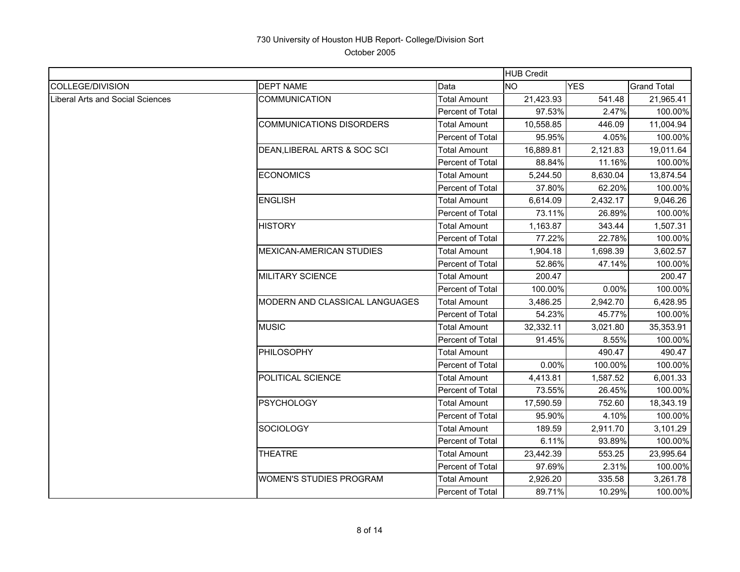730 University of Houston HUB Report- College/Division Sort

October 2005

| | | | HUB Credit | | |
|---|---|---|---|---|---|
| COLLEGE/DIVISION | DEPT NAME | Data | NO | YES | Grand Total |
| Liberal Arts and Social Sciences | COMMUNICATION | Total Amount | 21,423.93 | 541.48 | 21,965.41 |
| | | Percent of Total | 97.53% | 2.47% | 100.00% |
| | COMMUNICATIONS DISORDERS | Total Amount | 10,558.85 | 446.09 | 11,004.94 |
| | | Percent of Total | 95.95% | 4.05% | 100.00% |
| | DEAN,LIBERAL ARTS & SOC SCI | Total Amount | 16,889.81 | 2,121.83 | 19,011.64 |
| | | Percent of Total | 88.84% | 11.16% | 100.00% |
| | ECONOMICS | Total Amount | 5,244.50 | 8,630.04 | 13,874.54 |
| | | Percent of Total | 37.80% | 62.20% | 100.00% |
| | ENGLISH | Total Amount | 6,614.09 | 2,432.17 | 9,046.26 |
| | | Percent of Total | 73.11% | 26.89% | 100.00% |
| | HISTORY | Total Amount | 1,163.87 | 343.44 | 1,507.31 |
| | | Percent of Total | 77.22% | 22.78% | 100.00% |
| | MEXICAN-AMERICAN STUDIES | Total Amount | 1,904.18 | 1,698.39 | 3,602.57 |
| | | Percent of Total | 52.86% | 47.14% | 100.00% |
| | MILITARY SCIENCE | Total Amount | 200.47 | | 200.47 |
| | | Percent of Total | 100.00% | 0.00% | 100.00% |
| | MODERN AND CLASSICAL LANGUAGES | Total Amount | 3,486.25 | 2,942.70 | 6,428.95 |
| | | Percent of Total | 54.23% | 45.77% | 100.00% |
| | MUSIC | Total Amount | 32,332.11 | 3,021.80 | 35,353.91 |
| | | Percent of Total | 91.45% | 8.55% | 100.00% |
| | PHILOSOPHY | Total Amount | | 490.47 | 490.47 |
| | | Percent of Total | 0.00% | 100.00% | 100.00% |
| | POLITICAL SCIENCE | Total Amount | 4,413.81 | 1,587.52 | 6,001.33 |
| | | Percent of Total | 73.55% | 26.45% | 100.00% |
| | PSYCHOLOGY | Total Amount | 17,590.59 | 752.60 | 18,343.19 |
| | | Percent of Total | 95.90% | 4.10% | 100.00% |
| | SOCIOLOGY | Total Amount | 189.59 | 2,911.70 | 3,101.29 |
| | | Percent of Total | 6.11% | 93.89% | 100.00% |
| | THEATRE | Total Amount | 23,442.39 | 553.25 | 23,995.64 |
| | | Percent of Total | 97.69% | 2.31% | 100.00% |
| | WOMEN'S STUDIES PROGRAM | Total Amount | 2,926.20 | 335.58 | 3,261.78 |
| | | Percent of Total | 89.71% | 10.29% | 100.00% |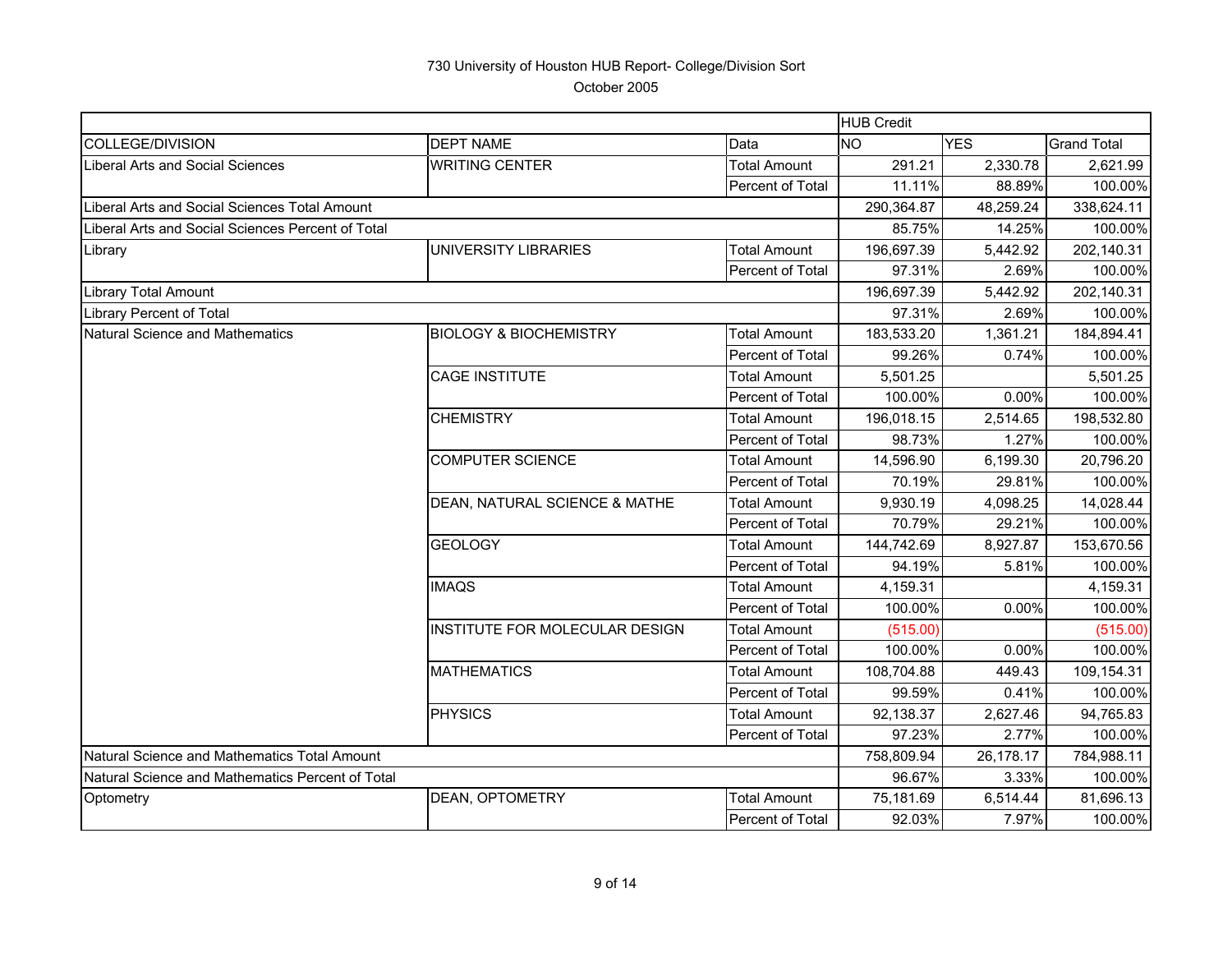730 University of Houston HUB Report- College/Division Sort

October 2005

| | | | HUB Credit | | |
|---|---|---|---|---|---|
| COLLEGE/DIVISION | DEPT NAME | Data | NO | YES | Grand Total |
| Liberal Arts and Social Sciences | WRITING CENTER | Total Amount | 291.21 | 2,330.78 | 2,621.99 |
| | | Percent of Total | 11.11% | 88.89% | 100.00% |
| Liberal Arts and Social Sciences Total Amount | | | 290,364.87 | 48,259.24 | 338,624.11 |
| Liberal Arts and Social Sciences Percent of Total | | | 85.75% | 14.25% | 100.00% |
| Library | UNIVERSITY LIBRARIES | Total Amount | 196,697.39 | 5,442.92 | 202,140.31 |
| | | Percent of Total | 97.31% | 2.69% | 100.00% |
| Library Total Amount | | | 196,697.39 | 5,442.92 | 202,140.31 |
| Library Percent of Total | | | 97.31% | 2.69% | 100.00% |
| Natural Science and Mathematics | BIOLOGY & BIOCHEMISTRY | Total Amount | 183,533.20 | 1,361.21 | 184,894.41 |
| | | Percent of Total | 99.26% | 0.74% | 100.00% |
| | CAGE INSTITUTE | Total Amount | 5,501.25 | | 5,501.25 |
| | | Percent of Total | 100.00% | 0.00% | 100.00% |
| | CHEMISTRY | Total Amount | 196,018.15 | 2,514.65 | 198,532.80 |
| | | Percent of Total | 98.73% | 1.27% | 100.00% |
| | COMPUTER SCIENCE | Total Amount | 14,596.90 | 6,199.30 | 20,796.20 |
| | | Percent of Total | 70.19% | 29.81% | 100.00% |
| | DEAN, NATURAL SCIENCE & MATHE | Total Amount | 9,930.19 | 4,098.25 | 14,028.44 |
| | | Percent of Total | 70.79% | 29.21% | 100.00% |
| | GEOLOGY | Total Amount | 144,742.69 | 8,927.87 | 153,670.56 |
| | | Percent of Total | 94.19% | 5.81% | 100.00% |
| | IMAQS | Total Amount | 4,159.31 | | 4,159.31 |
| | | Percent of Total | 100.00% | 0.00% | 100.00% |
| | INSTITUTE FOR MOLECULAR DESIGN | Total Amount | (515.00) | | (515.00) |
| | | Percent of Total | 100.00% | 0.00% | 100.00% |
| | MATHEMATICS | Total Amount | 108,704.88 | 449.43 | 109,154.31 |
| | | Percent of Total | 99.59% | 0.41% | 100.00% |
| | PHYSICS | Total Amount | 92,138.37 | 2,627.46 | 94,765.83 |
| | | Percent of Total | 97.23% | 2.77% | 100.00% |
| Natural Science and Mathematics Total Amount | | | 758,809.94 | 26,178.17 | 784,988.11 |
| Natural Science and Mathematics Percent of Total | | | 96.67% | 3.33% | 100.00% |
| Optometry | DEAN, OPTOMETRY | Total Amount | 75,181.69 | 6,514.44 | 81,696.13 |
| | | Percent of Total | 92.03% | 7.97% | 100.00% |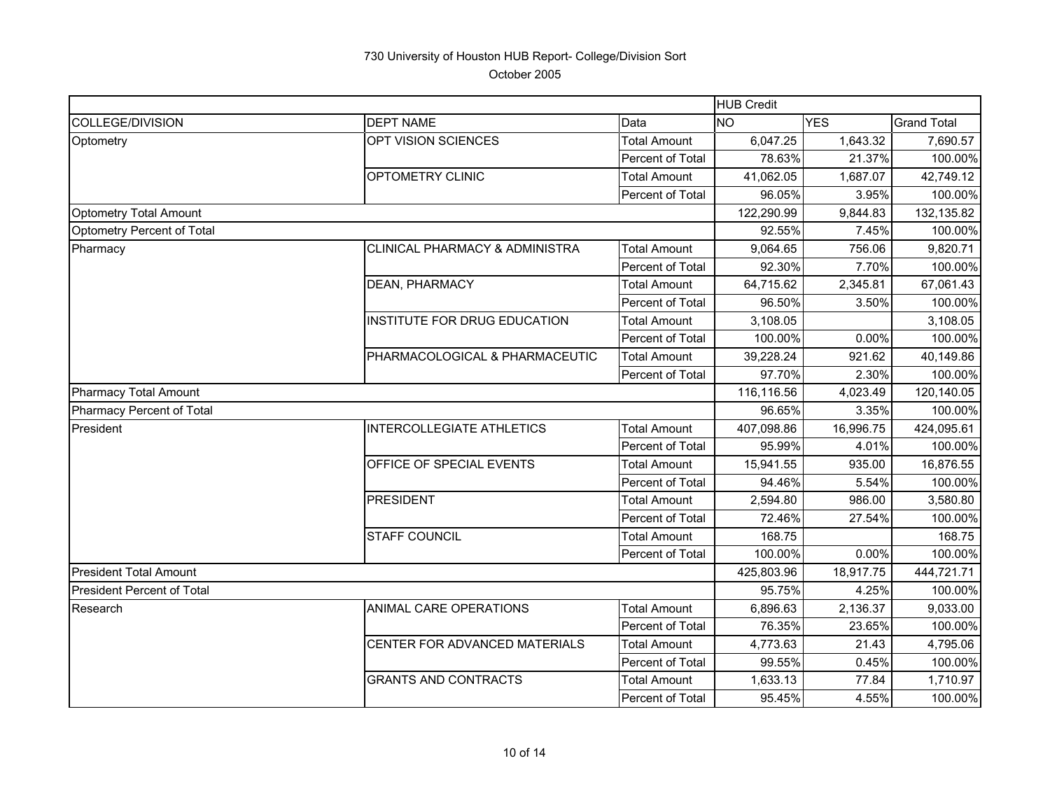# 730 University of Houston HUB Report- College/Division Sort

October 2005

| | | | HUB Credit | | |
|---|---|---|---|---|---|
| COLLEGE/DIVISION | DEPT NAME | Data | NO | YES | Grand Total |
| Optometry | OPT VISION SCIENCES | Total Amount | 6,047.25 | 1,643.32 | 7,690.57 |
| | | Percent of Total | 78.63% | 21.37% | 100.00% |
| | OPTOMETRY CLINIC | Total Amount | 41,062.05 | 1,687.07 | 42,749.12 |
| | | Percent of Total | 96.05% | 3.95% | 100.00% |
| Optometry Total Amount | | | 122,290.99 | 9,844.83 | 132,135.82 |
| Optometry Percent of Total | | | 92.55% | 7.45% | 100.00% |
| Pharmacy | CLINICAL PHARMACY & ADMINISTRA | Total Amount | 9,064.65 | 756.06 | 9,820.71 |
| | | Percent of Total | 92.30% | 7.70% | 100.00% |
| | DEAN, PHARMACY | Total Amount | 64,715.62 | 2,345.81 | 67,061.43 |
| | | Percent of Total | 96.50% | 3.50% | 100.00% |
| | INSTITUTE FOR DRUG EDUCATION | Total Amount | 3,108.05 | | 3,108.05 |
| | | Percent of Total | 100.00% | 0.00% | 100.00% |
| | PHARMACOLOGICAL & PHARMACEUTIC | Total Amount | 39,228.24 | 921.62 | 40,149.86 |
| | | Percent of Total | 97.70% | 2.30% | 100.00% |
| Pharmacy Total Amount | | | 116,116.56 | 4,023.49 | 120,140.05 |
| Pharmacy Percent of Total | | | 96.65% | 3.35% | 100.00% |
| President | INTERCOLLEGIATE ATHLETICS | Total Amount | 407,098.86 | 16,996.75 | 424,095.61 |
| | | Percent of Total | 95.99% | 4.01% | 100.00% |
| | OFFICE OF SPECIAL EVENTS | Total Amount | 15,941.55 | 935.00 | 16,876.55 |
| | | Percent of Total | 94.46% | 5.54% | 100.00% |
| | PRESIDENT | Total Amount | 2,594.80 | 986.00 | 3,580.80 |
| | | Percent of Total | 72.46% | 27.54% | 100.00% |
| | STAFF COUNCIL | Total Amount | 168.75 | | 168.75 |
| | | Percent of Total | 100.00% | 0.00% | 100.00% |
| President Total Amount | | | 425,803.96 | 18,917.75 | 444,721.71 |
| President Percent of Total | | | 95.75% | 4.25% | 100.00% |
| Research | ANIMAL CARE OPERATIONS | Total Amount | 6,896.63 | 2,136.37 | 9,033.00 |
| | | Percent of Total | 76.35% | 23.65% | 100.00% |
| | CENTER FOR ADVANCED MATERIALS | Total Amount | 4,773.63 | 21.43 | 4,795.06 |
| | | Percent of Total | 99.55% | 0.45% | 100.00% |
| | GRANTS AND CONTRACTS | Total Amount | 1,633.13 | 77.84 | 1,710.97 |
| | | Percent of Total | 95.45% | 4.55% | 100.00% |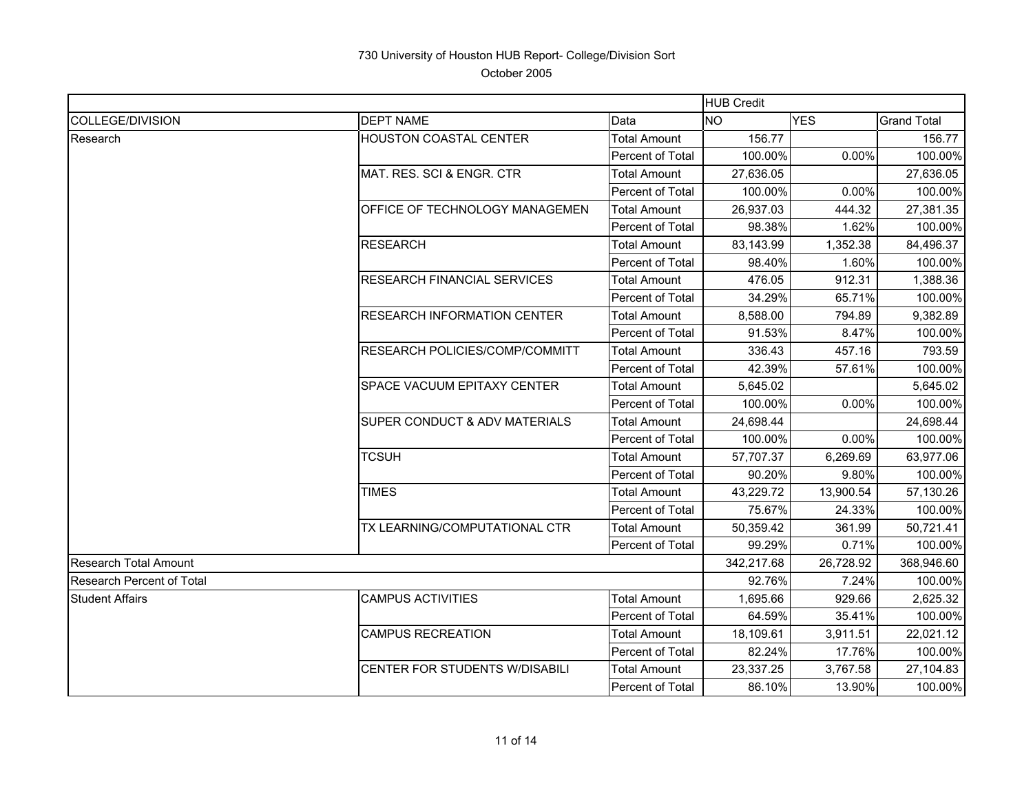# 730 University of Houston HUB Report- College/Division Sort

October 2005

| | | | HUB Credit | | |
|---|---|---|---|---|---|
| COLLEGE/DIVISION | DEPT NAME | Data | NO | YES | Grand Total |
| Research | HOUSTON COASTAL CENTER | Total Amount | 156.77 | | 156.77 |
| | | Percent of Total | 100.00% | 0.00% | 100.00% |
| | MAT. RES. SCI & ENGR. CTR | Total Amount | 27,636.05 | | 27,636.05 |
| | | Percent of Total | 100.00% | 0.00% | 100.00% |
| | OFFICE OF TECHNOLOGY MANAGEMEN | Total Amount | 26,937.03 | 444.32 | 27,381.35 |
| | | Percent of Total | 98.38% | 1.62% | 100.00% |
| | RESEARCH | Total Amount | 83,143.99 | 1,352.38 | 84,496.37 |
| | | Percent of Total | 98.40% | 1.60% | 100.00% |
| | RESEARCH FINANCIAL SERVICES | Total Amount | 476.05 | 912.31 | 1,388.36 |
| | | Percent of Total | 34.29% | 65.71% | 100.00% |
| | RESEARCH INFORMATION CENTER | Total Amount | 8,588.00 | 794.89 | 9,382.89 |
| | | Percent of Total | 91.53% | 8.47% | 100.00% |
| | RESEARCH POLICIES/COMP/COMMITT | Total Amount | 336.43 | 457.16 | 793.59 |
| | | Percent of Total | 42.39% | 57.61% | 100.00% |
| | SPACE VACUUM EPITAXY CENTER | Total Amount | 5,645.02 | | 5,645.02 |
| | | Percent of Total | 100.00% | 0.00% | 100.00% |
| | SUPER CONDUCT & ADV MATERIALS | Total Amount | 24,698.44 | | 24,698.44 |
| | | Percent of Total | 100.00% | 0.00% | 100.00% |
| | TCSUH | Total Amount | 57,707.37 | 6,269.69 | 63,977.06 |
| | | Percent of Total | 90.20% | 9.80% | 100.00% |
| | TIMES | Total Amount | 43,229.72 | 13,900.54 | 57,130.26 |
| | | Percent of Total | 75.67% | 24.33% | 100.00% |
| | TX LEARNING/COMPUTATIONAL CTR | Total Amount | 50,359.42 | 361.99 | 50,721.41 |
| | | Percent of Total | 99.29% | 0.71% | 100.00% |
| Research Total Amount | | | 342,217.68 | 26,728.92 | 368,946.60 |
| Research Percent of Total | | | 92.76% | 7.24% | 100.00% |
| Student Affairs | CAMPUS ACTIVITIES | Total Amount | 1,695.66 | 929.66 | 2,625.32 |
| | | Percent of Total | 64.59% | 35.41% | 100.00% |
| | CAMPUS RECREATION | Total Amount | 18,109.61 | 3,911.51 | 22,021.12 |
| | | Percent of Total | 82.24% | 17.76% | 100.00% |
| | CENTER FOR STUDENTS W/DISABILI | Total Amount | 23,337.25 | 3,767.58 | 27,104.83 |
| | | Percent of Total | 86.10% | 13.90% | 100.00% |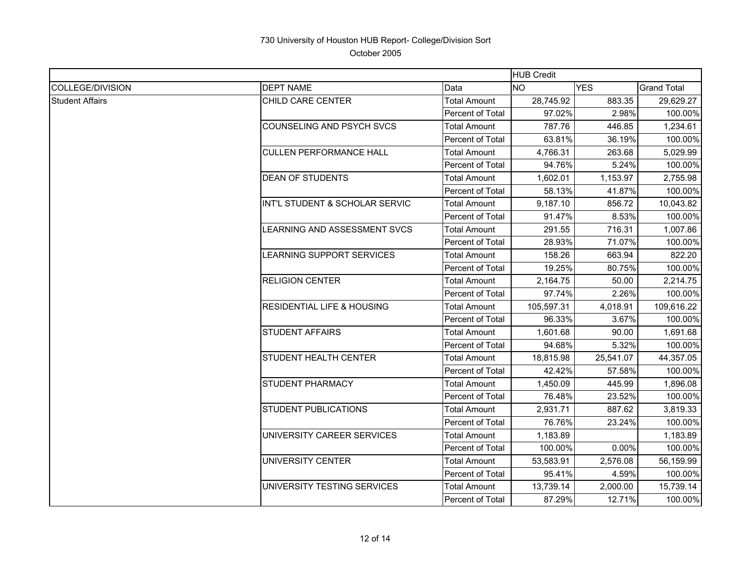730 University of Houston HUB Report- College/Division Sort

October 2005

| | | | HUB Credit | | |
|---|---|---|---|---|---|
| COLLEGE/DIVISION | DEPT NAME | Data | NO | YES | Grand Total |
| Student Affairs | CHILD CARE CENTER | Total Amount | 28,745.92 | 883.35 | 29,629.27 |
| | | Percent of Total | 97.02% | 2.98% | 100.00% |
| | COUNSELING AND PSYCH SVCS | Total Amount | 787.76 | 446.85 | 1,234.61 |
| | | Percent of Total | 63.81% | 36.19% | 100.00% |
| | CULLEN PERFORMANCE HALL | Total Amount | 4,766.31 | 263.68 | 5,029.99 |
| | | Percent of Total | 94.76% | 5.24% | 100.00% |
| | DEAN OF STUDENTS | Total Amount | 1,602.01 | 1,153.97 | 2,755.98 |
| | | Percent of Total | 58.13% | 41.87% | 100.00% |
| | INT'L STUDENT & SCHOLAR SERVIC | Total Amount | 9,187.10 | 856.72 | 10,043.82 |
| | | Percent of Total | 91.47% | 8.53% | 100.00% |
| | LEARNING AND ASSESSMENT SVCS | Total Amount | 291.55 | 716.31 | 1,007.86 |
| | | Percent of Total | 28.93% | 71.07% | 100.00% |
| | LEARNING SUPPORT SERVICES | Total Amount | 158.26 | 663.94 | 822.20 |
| | | Percent of Total | 19.25% | 80.75% | 100.00% |
| | RELIGION CENTER | Total Amount | 2,164.75 | 50.00 | 2,214.75 |
| | | Percent of Total | 97.74% | 2.26% | 100.00% |
| | RESIDENTIAL LIFE & HOUSING | Total Amount | 105,597.31 | 4,018.91 | 109,616.22 |
| | | Percent of Total | 96.33% | 3.67% | 100.00% |
| | STUDENT AFFAIRS | Total Amount | 1,601.68 | 90.00 | 1,691.68 |
| | | Percent of Total | 94.68% | 5.32% | 100.00% |
| | STUDENT HEALTH CENTER | Total Amount | 18,815.98 | 25,541.07 | 44,357.05 |
| | | Percent of Total | 42.42% | 57.58% | 100.00% |
| | STUDENT PHARMACY | Total Amount | 1,450.09 | 445.99 | 1,896.08 |
| | | Percent of Total | 76.48% | 23.52% | 100.00% |
| | STUDENT PUBLICATIONS | Total Amount | 2,931.71 | 887.62 | 3,819.33 |
| | | Percent of Total | 76.76% | 23.24% | 100.00% |
| | UNIVERSITY CAREER SERVICES | Total Amount | 1,183.89 | | 1,183.89 |
| | | Percent of Total | 100.00% | 0.00% | 100.00% |
| | UNIVERSITY CENTER | Total Amount | 53,583.91 | 2,576.08 | 56,159.99 |
| | | Percent of Total | 95.41% | 4.59% | 100.00% |
| | UNIVERSITY TESTING SERVICES | Total Amount | 13,739.14 | 2,000.00 | 15,739.14 |
| | | Percent of Total | 87.29% | 12.71% | 100.00% |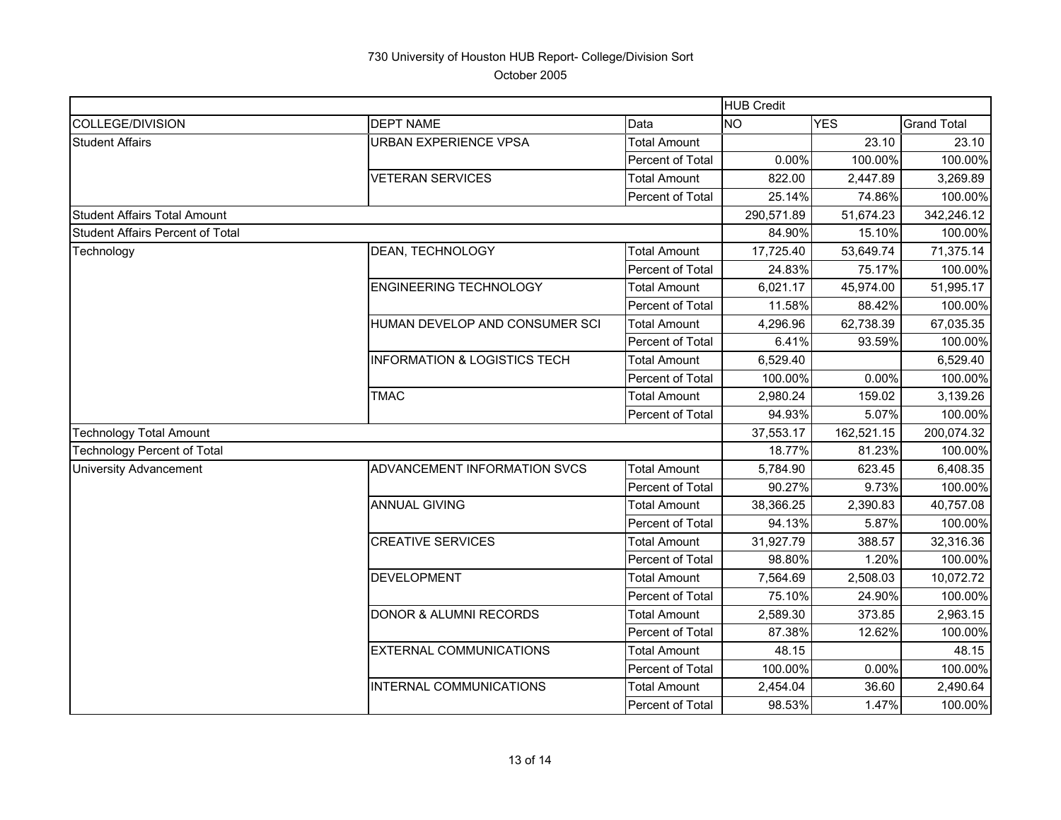730 University of Houston HUB Report- College/Division Sort

October 2005

| | | | HUB Credit | | |
|---|---|---|---|---|---|
| COLLEGE/DIVISION | DEPT NAME | Data | NO | YES | Grand Total |
| Student Affairs | URBAN EXPERIENCE VPSA | Total Amount | | 23.10 | 23.10 |
| | | Percent of Total | 0.00% | 100.00% | 100.00% |
| | VETERAN SERVICES | Total Amount | 822.00 | 2,447.89 | 3,269.89 |
| | | Percent of Total | 25.14% | 74.86% | 100.00% |
| Student Affairs Total Amount | | | 290,571.89 | 51,674.23 | 342,246.12 |
| Student Affairs Percent of Total | | | 84.90% | 15.10% | 100.00% |
| Technology | DEAN, TECHNOLOGY | Total Amount | 17,725.40 | 53,649.74 | 71,375.14 |
| | | Percent of Total | 24.83% | 75.17% | 100.00% |
| | ENGINEERING TECHNOLOGY | Total Amount | 6,021.17 | 45,974.00 | 51,995.17 |
| | | Percent of Total | 11.58% | 88.42% | 100.00% |
| | HUMAN DEVELOP AND CONSUMER SCI | Total Amount | 4,296.96 | 62,738.39 | 67,035.35 |
| | | Percent of Total | 6.41% | 93.59% | 100.00% |
| | INFORMATION & LOGISTICS TECH | Total Amount | 6,529.40 | | 6,529.40 |
| | | Percent of Total | 100.00% | 0.00% | 100.00% |
| | TMAC | Total Amount | 2,980.24 | 159.02 | 3,139.26 |
| | | Percent of Total | 94.93% | 5.07% | 100.00% |
| Technology Total Amount | | | 37,553.17 | 162,521.15 | 200,074.32 |
| Technology Percent of Total | | | 18.77% | 81.23% | 100.00% |
| University Advancement | ADVANCEMENT INFORMATION SVCS | Total Amount | 5,784.90 | 623.45 | 6,408.35 |
| | | Percent of Total | 90.27% | 9.73% | 100.00% |
| | ANNUAL GIVING | Total Amount | 38,366.25 | 2,390.83 | 40,757.08 |
| | | Percent of Total | 94.13% | 5.87% | 100.00% |
| | CREATIVE SERVICES | Total Amount | 31,927.79 | 388.57 | 32,316.36 |
| | | Percent of Total | 98.80% | 1.20% | 100.00% |
| | DEVELOPMENT | Total Amount | 7,564.69 | 2,508.03 | 10,072.72 |
| | | Percent of Total | 75.10% | 24.90% | 100.00% |
| | DONOR & ALUMNI RECORDS | Total Amount | 2,589.30 | 373.85 | 2,963.15 |
| | | Percent of Total | 87.38% | 12.62% | 100.00% |
| | EXTERNAL COMMUNICATIONS | Total Amount | 48.15 | | 48.15 |
| | | Percent of Total | 100.00% | 0.00% | 100.00% |
| | INTERNAL COMMUNICATIONS | Total Amount | 2,454.04 | 36.60 | 2,490.64 |
| | | Percent of Total | 98.53% | 1.47% | 100.00% |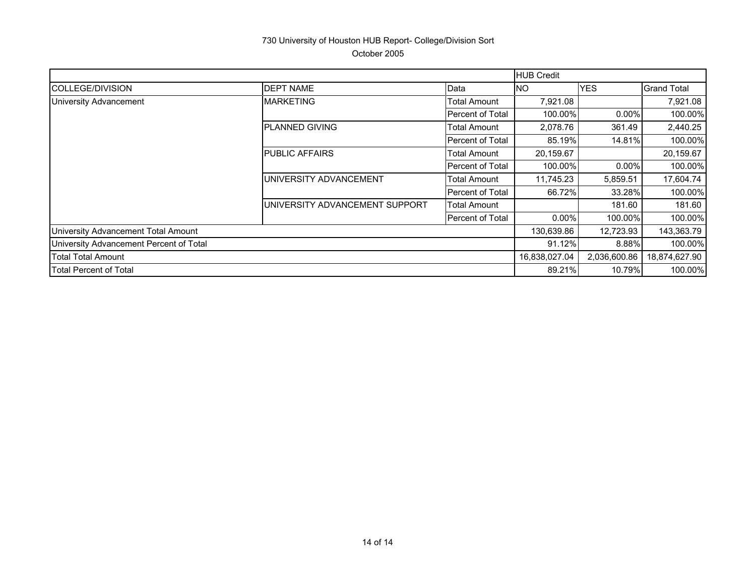730 University of Houston HUB Report- College/Division Sort

October 2005

| | | | HUB Credit | | |
|---|---|---|---|---|---|
| COLLEGE/DIVISION | DEPT NAME | Data | NO | YES | Grand Total |
| University Advancement | MARKETING | Total Amount | 7,921.08 | | 7,921.08 |
| | | Percent of Total | 100.00% | 0.00% | 100.00% |
| | PLANNED GIVING | Total Amount | 2,078.76 | 361.49 | 2,440.25 |
| | | Percent of Total | 85.19% | 14.81% | 100.00% |
| | PUBLIC AFFAIRS | Total Amount | 20,159.67 | | 20,159.67 |
| | | Percent of Total | 100.00% | 0.00% | 100.00% |
| | UNIVERSITY ADVANCEMENT | Total Amount | 11,745.23 | 5,859.51 | 17,604.74 |
| | | Percent of Total | 66.72% | 33.28% | 100.00% |
| | UNIVERSITY ADVANCEMENT SUPPORT | Total Amount | | 181.60 | 181.60 |
| | | Percent of Total | 0.00% | 100.00% | 100.00% |
| University Advancement Total Amount | | | 130,639.86 | 12,723.93 | 143,363.79 |
| University Advancement Percent of Total | | | 91.12% | 8.88% | 100.00% |
| Total Total Amount | | | 16,838,027.04 | 2,036,600.86 | 18,874,627.90 |
| Total Percent of Total | | | 89.21% | 10.79% | 100.00% |